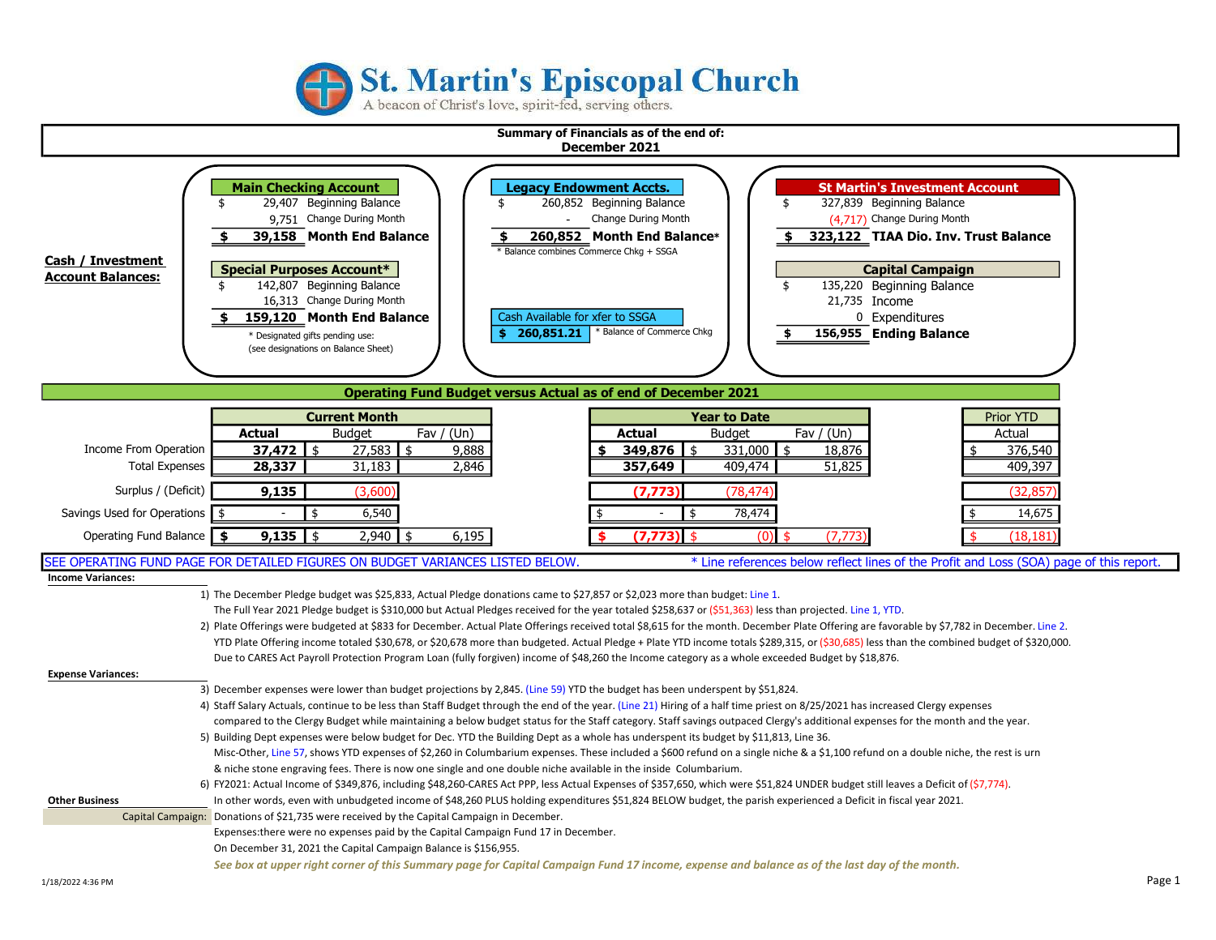# St. Martin's Episcopal Church

A beacon of Christ's love, spirit-fed, serving others.

## Summary of Financials as of the end of: December 2021

### Cash / Investment Account Balances:

**Main Checking Account**

| | |
|---|---|
| $ 29,407 | Beginning Balance |
| 9,751 | Change During Month |
| **$ 39,158** | **Month End Balance** |

**Special Purposes Account***

| | |
|---|---|
| $ 142,807 | Beginning Balance |
| 16,313 | Change During Month |
| **$ 159,120** | **Month End Balance** |

* Designated gifts pending use: (see designations on Balance Sheet)

**Legacy Endowment Accts.**

| | |
|---|---|
| $ 260,852 | Beginning Balance |
| - | Change During Month |
| **$ 260,852** | **Month End Balance*** |

* Balance combines Commerce Chkg + SSGA

Cash Available for xfer to SSGA: **$ 260,851.21** * Balance of Commerce Chkg

**St Martin's Investment Account**

| | |
|---|---|
| $ 327,839 | Beginning Balance |
| (4,717) | Change During Month |
| **$ 323,122** | **TIAA Dio. Inv. Trust Balance** |

**Capital Campaign**

| | |
|---|---|
| $ 135,220 | Beginning Balance |
| 21,735 | Income |
| 0 | Expenditures |
| **$ 156,955** | **Ending Balance** |

### Operating Fund Budget versus Actual as of end of December 2021

| | Current Month | | | Year to Date | | | Prior YTD |
|---|---|---|---|---|---|---|---|
| | **Actual** | Budget | Fav / (Un) | **Actual** | Budget | Fav / (Un) | Actual |
| Income From Operation | **37,472** | $ 27,583 | $ 9,888 | **$ 349,876** | $ 331,000 | $ 18,876 | $ 376,540 |
| Total Expenses | **28,337** | 31,183 | 2,846 | **357,649** | 409,474 | 51,825 | 409,397 |
| Surplus / (Deficit) | **9,135** | (3,600) | | **(7,773)** | (78,474) | | (32,857) |
| Savings Used for Operations | $ - | $ 6,540 | | $ - | $ 78,474 | | $ 14,675 |
| Operating Fund Balance | **$ 9,135** | $ 2,940 | $ 6,195 | **$ (7,773)** | $ (0) | $ (7,773) | $ (18,181) |

SEE OPERATING FUND PAGE FOR DETAILED FIGURES ON BUDGET VARIANCES LISTED BELOW. * Line references below reflect lines of the Profit and Loss (SOA) page of this report.

**Income Variances:**

1) The December Pledge budget was $25,833, Actual Pledge donations came to $27,857 or $2,023 more than budget: Line 1.
The Full Year 2021 Pledge budget is $310,000 but Actual Pledges received for the year totaled $258,637 or ($51,363) less than projected. Line 1, YTD.
2) Plate Offerings were budgeted at $833 for December. Actual Plate Offerings received total $8,615 for the month. December Plate Offering are favorable by $7,782 in December. Line 2.
YTD Plate Offering income totaled $30,678, or $20,678 more than budgeted. Actual Pledge + Plate YTD income totals $289,315, or ($30,685) less than the combined budget of $320,000.
Due to CARES Act Payroll Protection Program Loan (fully forgiven) income of $48,260 the Income category as a whole exceeded Budget by $18,876.

**Expense Variances:**

3) December expenses were lower than budget projections by 2,845. (Line 59) YTD the budget has been underspent by $51,824.
4) Staff Salary Actuals, continue to be less than Staff Budget through the end of the year. (Line 21) Hiring of a half time priest on 8/25/2021 has increased Clergy expenses compared to the Clergy Budget while maintaining a below budget status for the Staff category. Staff savings outpaced Clergy's additional expenses for the month and the year.
5) Building Dept expenses were below budget for Dec. YTD the Building Dept as a whole has underspent its budget by $11,813, Line 36.
Misc-Other, Line 57, shows YTD expenses of $2,260 in Columbarium expenses. These included a $600 refund on a single niche & a $1,100 refund on a double niche, the rest is urn & niche stone engraving fees. There is now one single and one double niche available in the inside Columbarium.
6) FY2021: Actual Income of $349,876, including $48,260-CARES Act PPP, less Actual Expenses of $357,650, which were $51,824 UNDER budget still leaves a Deficit of ($7,774).

**Other Business**

In other words, even with unbudgeted income of $48,260 PLUS holding expenditures $51,824 BELOW budget, the parish experienced a Deficit in fiscal year 2021.

Capital Campaign: Donations of $21,735 were received by the Capital Campaign in December.
Expenses:there were no expenses paid by the Capital Campaign Fund 17 in December.
On December 31, 2021 the Capital Campaign Balance is $156,955.

***See box at upper right corner of this Summary page for Capital Campaign Fund 17 income, expense and balance as of the last day of the month.***

1/18/2022 4:36 PM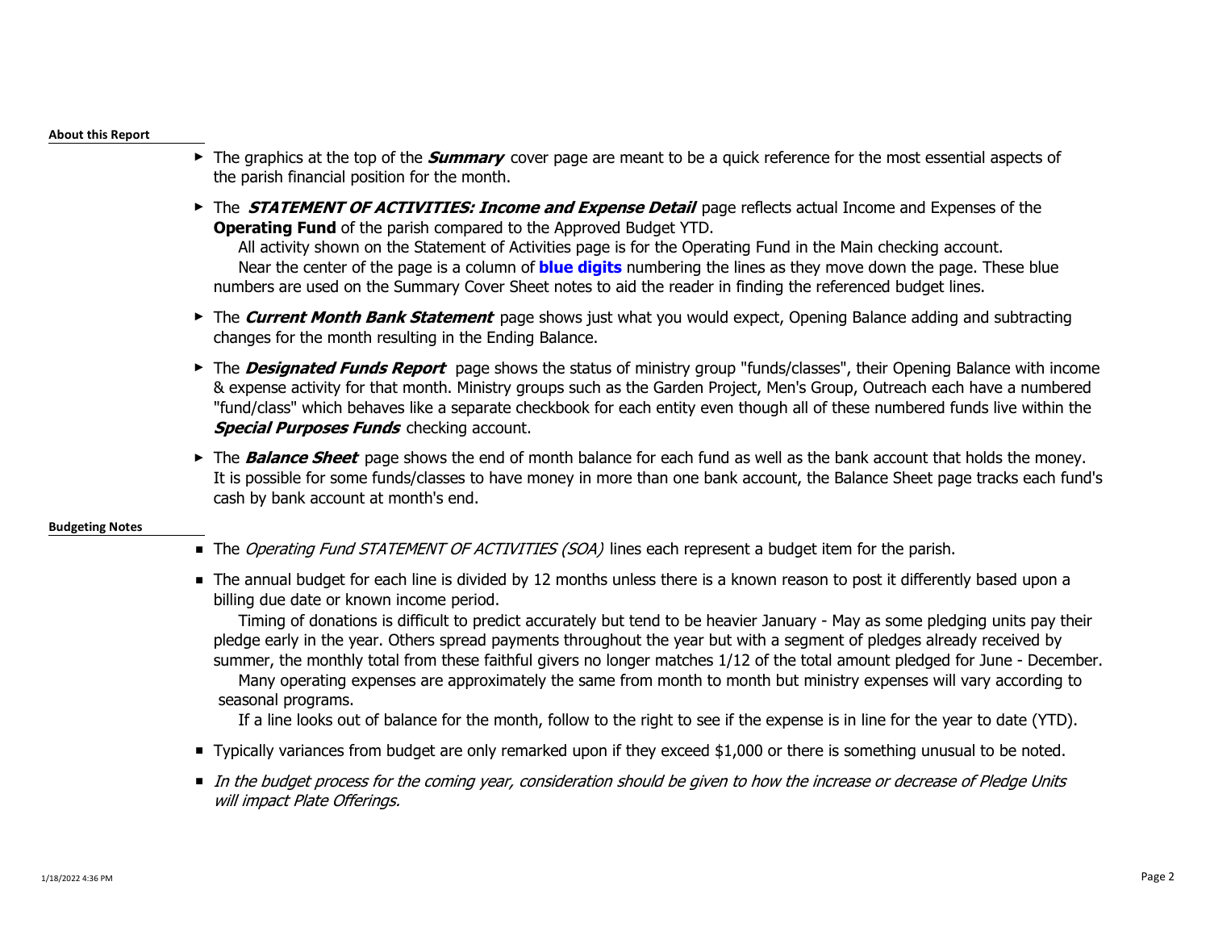**About this Report**

- The graphics at the top of the ***Summary*** cover page are meant to be a quick reference for the most essential aspects of the parish financial position for the month.
- The ***STATEMENT OF ACTIVITIES: Income and Expense Detail*** page reflects actual Income and Expenses of the **Operating Fund** of the parish compared to the Approved Budget YTD.
  All activity shown on the Statement of Activities page is for the Operating Fund in the Main checking account.
  Near the center of the page is a column of **blue digits** numbering the lines as they move down the page. These blue numbers are used on the Summary Cover Sheet notes to aid the reader in finding the referenced budget lines.
- The ***Current Month Bank Statement*** page shows just what you would expect, Opening Balance adding and subtracting changes for the month resulting in the Ending Balance.
- The ***Designated Funds Report*** page shows the status of ministry group "funds/classes", their Opening Balance with income & expense activity for that month. Ministry groups such as the Garden Project, Men's Group, Outreach each have a numbered "fund/class" which behaves like a separate checkbook for each entity even though all of these numbered funds live within the ***Special Purposes Funds*** checking account.
- The ***Balance Sheet*** page shows the end of month balance for each fund as well as the bank account that holds the money. It is possible for some funds/classes to have money in more than one bank account, the Balance Sheet page tracks each fund's cash by bank account at month's end.

**Budgeting Notes**

- The *Operating Fund STATEMENT OF ACTIVITIES (SOA)* lines each represent a budget item for the parish.
- The annual budget for each line is divided by 12 months unless there is a known reason to post it differently based upon a billing due date or known income period.
  Timing of donations is difficult to predict accurately but tend to be heavier January - May as some pledging units pay their pledge early in the year. Others spread payments throughout the year but with a segment of pledges already received by summer, the monthly total from these faithful givers no longer matches 1/12 of the total amount pledged for June - December.
  Many operating expenses are approximately the same from month to month but ministry expenses will vary according to seasonal programs.
  If a line looks out of balance for the month, follow to the right to see if the expense is in line for the year to date (YTD).
- Typically variances from budget are only remarked upon if they exceed $1,000 or there is something unusual to be noted.
- *In the budget process for the coming year, consideration should be given to how the increase or decrease of Pledge Units will impact Plate Offerings.*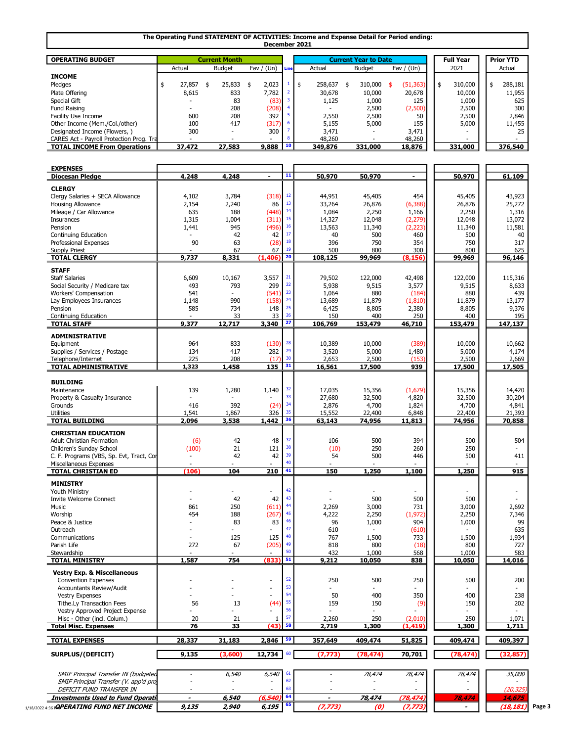**The Operating Fund STATEMENT OF ACTIVITIES: Income and Expense Detail for Period ending: December 2021**

| OPERATING BUDGET | Current Month | | | Line | Current Year to Date | | | Full Year | Prior YTD |
|---|---|---|---|---|---|---|---|---|---|
| | Actual | Budget | Fav / (Un) | | Actual | Budget | Fav / (Un) | 2021 | Actual |
| **INCOME** | | | | | | | | | |
| Pledges | $ 27,857 | $ 25,833 | $ 2,023 | 1 | $ 258,637 | $ 310,000 | $ (51,363) | $ 310,000 | $ 288,181 |
| Plate Offering | 8,615 | 833 | 7,782 | 2 | 30,678 | 10,000 | 20,678 | 10,000 | 11,955 |
| Special Gift | - | 83 | (83) | 3 | 1,125 | 1,000 | 125 | 1,000 | 625 |
| Fund Raising | - | 208 | (208) | 4 | - | 2,500 | (2,500) | 2,500 | 300 |
| Facility Use Income | 600 | 208 | 392 | 5 | 2,550 | 2,500 | 50 | 2,500 | 2,846 |
| Other Income (Mem./Col./other) | 100 | 417 | (317) | 6 | 5,155 | 5,000 | 155 | 5,000 | 11,455 |
| Designated Income (Flowers, ) | 300 | - | 300 | 7 | 3,471 | - | 3,471 | - | 25 |
| CARES Act - Payroll Protection Prog. Tra | - | - | - | 8 | 48,260 | - | 48,260 | - | - |
| **TOTAL INCOME From Operations** | **37,472** | **27,583** | **9,888** | 10 | **349,876** | **331,000** | **18,876** | **331,000** | **376,540** |
| **EXPENSES** | | | | | | | | | |
| **Diocesan Pledge** | **4,248** | **4,248** | **-** | 11 | **50,970** | **50,970** | **-** | **50,970** | **61,109** |
| **CLERGY** | | | | | | | | | |
| Clergy Salaries + SECA Allowance | 4,102 | 3,784 | (318) | 12 | 44,951 | 45,405 | 454 | 45,405 | 43,923 |
| Housing Allowance | 2,154 | 2,240 | 86 | 13 | 33,264 | 26,876 | (6,388) | 26,876 | 25,272 |
| Mileage / Car Allowance | 635 | 188 | (448) | 14 | 1,084 | 2,250 | 1,166 | 2,250 | 1,316 |
| Insurances | 1,315 | 1,004 | (311) | 15 | 14,327 | 12,048 | (2,279) | 12,048 | 13,072 |
| Pension | 1,441 | 945 | (496) | 16 | 13,563 | 11,340 | (2,223) | 11,340 | 11,581 |
| Continuing Education | - | 42 | 42 | 17 | 40 | 500 | 460 | 500 | 40 |
| Professional Expenses | 90 | 63 | (28) | 18 | 396 | 750 | 354 | 750 | 317 |
| Supply Priest | - | 67 | 67 | 19 | 500 | 800 | 300 | 800 | 625 |
| **TOTAL CLERGY** | **9,737** | **8,331** | **(1,406)** | 20 | **108,125** | **99,969** | **(8,156)** | **99,969** | **96,146** |
| **STAFF** | | | | | | | | | |
| Staff Salaries | 6,609 | 10,167 | 3,557 | 21 | 79,502 | 122,000 | 42,498 | 122,000 | 115,316 |
| Social Security / Medicare tax | 493 | 793 | 299 | 22 | 5,938 | 9,515 | 3,577 | 9,515 | 8,633 |
| Workers' Compensation | 541 | - | (541) | 23 | 1,064 | 880 | (184) | 880 | 439 |
| Lay Employees Insurances | 1,148 | 990 | (158) | 24 | 13,689 | 11,879 | (1,810) | 11,879 | 13,177 |
| Pension | 585 | 734 | 148 | 25 | 6,425 | 8,805 | 2,380 | 8,805 | 9,376 |
| Continuing Education | - | 33 | 33 | 26 | 150 | 400 | 250 | 400 | 195 |
| **TOTAL STAFF** | **9,377** | **12,717** | **3,340** | 27 | **106,769** | **153,479** | **46,710** | **153,479** | **147,137** |
| **ADMINISTRATIVE** | | | | | | | | | |
| Equipment | 964 | 833 | (130) | 28 | 10,389 | 10,000 | (389) | 10,000 | 10,662 |
| Supplies / Services / Postage | 134 | 417 | 282 | 29 | 3,520 | 5,000 | 1,480 | 5,000 | 4,174 |
| Telephone/Internet | 225 | 208 | (17) | 30 | 2,653 | 2,500 | (153) | 2,500 | 2,669 |
| **TOTAL ADMINISTRATIVE** | **1,323** | **1,458** | **135** | 31 | **16,561** | **17,500** | **939** | **17,500** | **17,505** |
| **BUILDING** | | | | | | | | | |
| Maintenance | 139 | 1,280 | 1,140 | 32 | 17,035 | 15,356 | (1,679) | 15,356 | 14,420 |
| Property & Casualty Insurance | - | - | - | 33 | 27,680 | 32,500 | 4,820 | 32,500 | 30,204 |
| Grounds | 416 | 392 | (24) | 34 | 2,876 | 4,700 | 1,824 | 4,700 | 4,841 |
| Utilities | 1,541 | 1,867 | 326 | 35 | 15,552 | 22,400 | 6,848 | 22,400 | 21,393 |
| **TOTAL BUILDING** | **2,096** | **3,538** | **1,442** | 36 | **63,143** | **74,956** | **11,813** | **74,956** | **70,858** |
| **CHRISTIAN EDUCATION** | | | | | | | | | |
| Adult Christian Formation | (6) | 42 | 48 | 37 | 106 | 500 | 394 | 500 | 504 |
| Children's Sunday School | (100) | 21 | 121 | 38 | (10) | 250 | 260 | 250 | - |
| C. F. Programs (VBS, Sp. Evt, Tract, Co | - | 42 | 42 | 39 | 54 | 500 | 446 | 500 | 411 |
| Miscellaneous Expenses | - | - | - | 40 | - | - | - | - | - |
| **TOTAL CHRISTIAN ED** | **(106)** | **104** | **210** | 41 | **150** | **1,250** | **1,100** | **1,250** | **915** |
| **MINISTRY** | | | | | | | | | |
| Youth Ministry | - | - | - | 42 | - | - | - | - | - |
| Invite Welcome Connect | - | 42 | 42 | 43 | - | 500 | 500 | 500 | - |
| Music | 861 | 250 | (611) | 44 | 2,269 | 3,000 | 731 | 3,000 | 2,692 |
| Worship | 454 | 188 | (267) | 45 | 4,222 | 2,250 | (1,972) | 2,250 | 7,346 |
| Peace & Justice | - | 83 | 83 | 46 | 96 | 1,000 | 904 | 1,000 | 99 |
| Outreach | - | - | - | 47 | 610 | - | (610) | - | 635 |
| Communications | - | 125 | 125 | 48 | 767 | 1,500 | 733 | 1,500 | 1,934 |
| Parish Life | 272 | 67 | (205) | 49 | 818 | 800 | (18) | 800 | 727 |
| Stewardship | - | - | - | 50 | 432 | 1,000 | 568 | 1,000 | 583 |
| **TOTAL MINISTRY** | **1,587** | **754** | **(833)** | 51 | **9,212** | **10,050** | **838** | **10,050** | **14,016** |
| **Vestry Exp. & Miscellaneous** | | | | | | | | | |
| Convention Expenses | - | - | - | 52 | 250 | 500 | 250 | 500 | 200 |
| Accountants Review/Audit | - | - | - | 53 | - | - | - | - | - |
| Vestry Expenses | - | - | - | 54 | 50 | 400 | 350 | 400 | 238 |
| Tithe.Ly Transaction Fees | 56 | 13 | (44) | 55 | 159 | 150 | (9) | 150 | 202 |
| Vestry Approved Project Expense | - | - | - | 56 | - | - | - | - | - |
| Misc - Other (incl. Colum.) | 20 | 21 | 1 | 57 | 2,260 | 250 | (2,010) | 250 | 1,071 |
| **Total Misc. Expenses** | **76** | **33** | **(43)** | 58 | **2,719** | **1,300** | **(1,419)** | **1,300** | **1,711** |
| **TOTAL EXPENSES** | **28,337** | **31,183** | **2,846** | 59 | **357,649** | **409,474** | **51,825** | **409,474** | **409,397** |
| **SURPLUS/(DEFICIT)** | **9,135** | **(3,600)** | **12,734** | 60 | **(7,773)** | **(78,474)** | **70,701** | **(78,474)** | **(32,857)** |
| *SMIF Principal Transfer IN (budgeted* | - | *6,540* | *6,540* | 61 | - | *78,474* | *78,474* | *78,474* | *35,000* |
| *SMIF Principal Transfer (V. app'd pro* | - | - | - | 62 | - | - | - | - | - |
| *DEFICIT FUND TRANSFER IN* | - | - | - | 63 | - | - | - | - | *(20,325)* |
| ***Investments Used to Fund Operati*** | **-** | ***6,540*** | ***(6,540)*** | 64 | **-** | ***78,474*** | ***(78,474)*** | ***78,474*** | ***14,675*** |
| ***OPERATING FUND NET INCOME*** | ***9,135*** | ***2,940*** | ***6,195*** | 65 | ***(7,773)*** | ***(0)*** | ***(7,773)*** | **-** | ***(18,181)*** |

1/18/2022 4:36 PM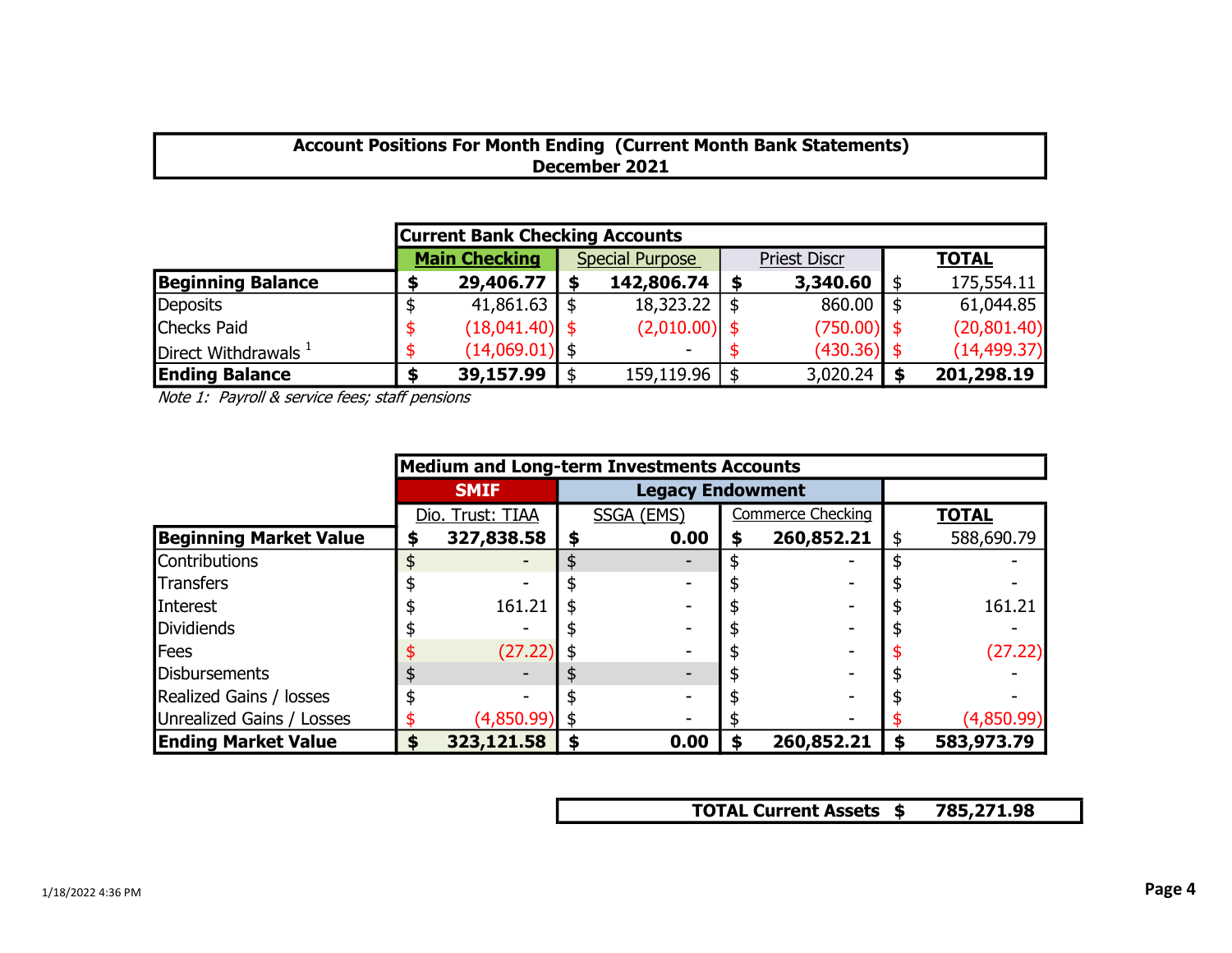**Account Positions For Month Ending (Current Month Bank Statements)**
**December 2021**

| | Current Bank Checking Accounts | | | |
|---|---|---|---|---|
| | **Main Checking** | Special Purpose | Priest Discr | **TOTAL** |
| **Beginning Balance** | **$ 29,406.77** | **$ 142,806.74** | **$ 3,340.60** | $ 175,554.11 |
| Deposits | $ 41,861.63 | $ 18,323.22 | $ 860.00 | $ 61,044.85 |
| Checks Paid | $ (18,041.40) | $ (2,010.00) | $ (750.00) | $ (20,801.40) |
| Direct Withdrawals [1] | $ (14,069.01) | $ - | $ (430.36) | $ (14,499.37) |
| **Ending Balance** | **$ 39,157.99** | $ 159,119.96 | $ 3,020.24 | **$ 201,298.19** |

*Note 1: Payroll & service fees; staff pensions*

| | Medium and Long-term Investments Accounts | | | |
|---|---|---|---|---|
| | **SMIF** | **Legacy Endowment** | | |
| | Dio. Trust: TIAA | SSGA (EMS) | Commerce Checking | **TOTAL** |
| **Beginning Market Value** | **$ 327,838.58** | **$ 0.00** | **$ 260,852.21** | $ 588,690.79 |
| Contributions | $ - | $ - | $ - | $ - |
| Transfers | $ - | $ - | $ - | $ - |
| Interest | $ 161.21 | $ - | $ - | $ 161.21 |
| Dividiends | $ - | $ - | $ - | $ - |
| Fees | $ (27.22) | $ - | $ - | $ (27.22) |
| Disbursements | $ - | $ - | $ - | $ - |
| Realized Gains / losses | $ - | $ - | $ - | $ - |
| Unrealized Gains / Losses | $ (4,850.99) | $ - | $ - | $ (4,850.99) |
| **Ending Market Value** | **$ 323,121.58** | **$ 0.00** | **$ 260,852.21** | **$ 583,973.79** |

| **TOTAL Current Assets** | **$ 785,271.98** |
|---|---|

1/18/2022 4:36 PM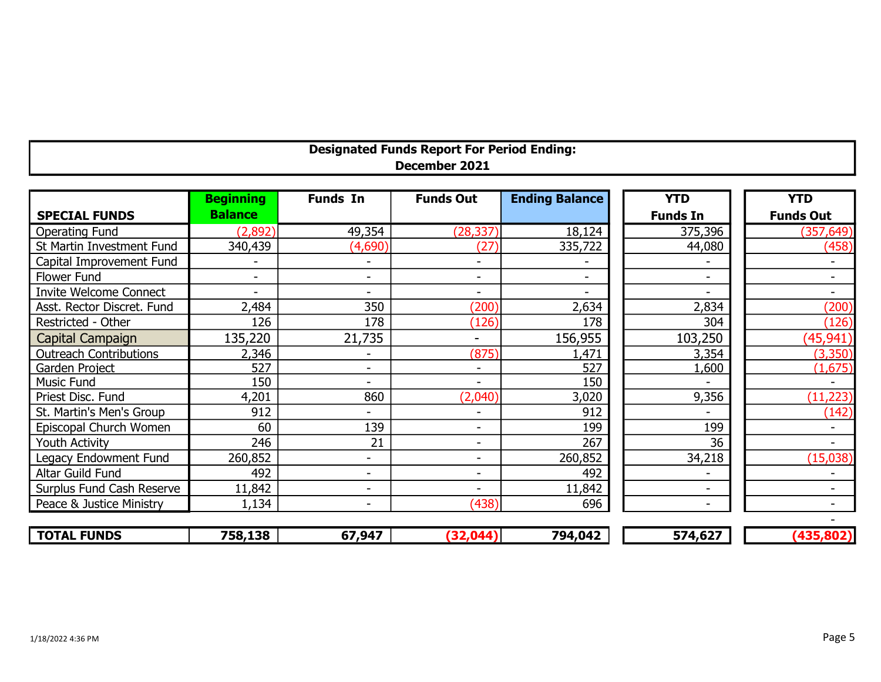**Designated Funds Report For Period Ending:**
**December 2021**

| SPECIAL FUNDS | Beginning Balance | Funds In | Funds Out | Ending Balance | YTD Funds In | YTD Funds Out |
|---|---|---|---|---|---|---|
| Operating Fund | (2,892) | 49,354 | (28,337) | 18,124 | 375,396 | (357,649) |
| St Martin Investment Fund | 340,439 | (4,690) | (27) | 335,722 | 44,080 | (458) |
| Capital Improvement Fund | - | - | - | - | - | - |
| Flower Fund | - | - | - | - | - | - |
| Invite Welcome Connect | - | - | - | - | - | - |
| Asst. Rector Discret. Fund | 2,484 | 350 | (200) | 2,634 | 2,834 | (200) |
| Restricted - Other | 126 | 178 | (126) | 178 | 304 | (126) |
| Capital Campaign | 135,220 | 21,735 | - | 156,955 | 103,250 | (45,941) |
| Outreach Contributions | 2,346 | - | (875) | 1,471 | 3,354 | (3,350) |
| Garden Project | 527 | - | - | 527 | 1,600 | (1,675) |
| Music Fund | 150 | - | - | 150 | - | - |
| Priest Disc. Fund | 4,201 | 860 | (2,040) | 3,020 | 9,356 | (11,223) |
| St. Martin's Men's Group | 912 | - | - | 912 | - | (142) |
| Episcopal Church Women | 60 | 139 | - | 199 | 199 | - |
| Youth Activity | 246 | 21 | - | 267 | 36 | - |
| Legacy Endowment Fund | 260,852 | - | - | 260,852 | 34,218 | (15,038) |
| Altar Guild Fund | 492 | - | - | 492 | - | - |
| Surplus Fund Cash Reserve | 11,842 | - | - | 11,842 | - | - |
| Peace & Justice Ministry | 1,134 | - | (438) | 696 | - | - |
| | | | | | | - |
| **TOTAL FUNDS** | **758,138** | **67,947** | **(32,044)** | **794,042** | **574,627** | **(435,802)** |

1/18/2022 4:36 PM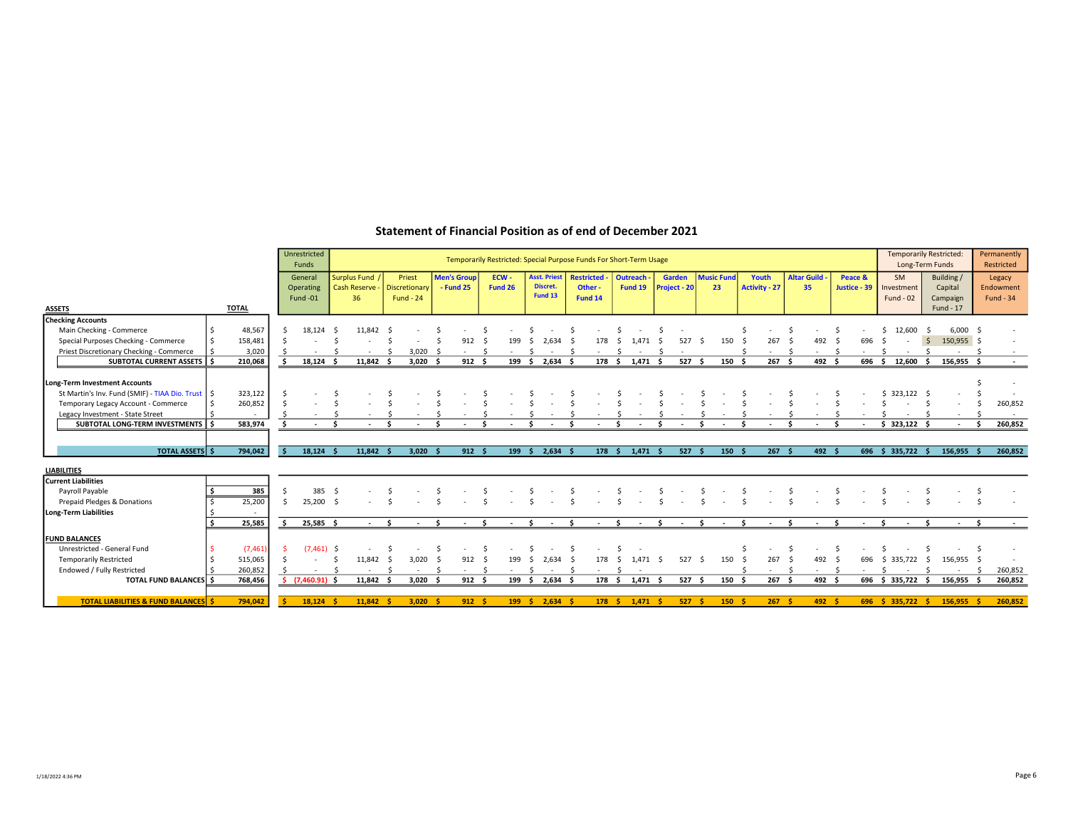# Statement of Financial Position as of end of December 2021

| ASSETS | TOTAL | Unrestricted Funds | Temporarily Restricted: Special Purpose Funds For Short-Term Usage | | | | | | | | | | | | Temporarily Restricted: Long-Term Funds | | Permanently Restricted |
|---|---|---|---|---|---|---|---|---|---|---|---|---|---|---|---|---|---|
| | | General Operating Fund -01 | Surplus Fund / Cash Reserve - 36 | Priest Discretionary Fund - 24 | Men's Group - Fund 25 | ECW - Fund 26 | Asst. Priest Discret. Fund 13 | Restricted - Other - Fund 14 | Outreach - Fund 19 | Garden Project - 20 | Music Fund 23 | Youth Activity - 27 | Altar Guild - 35 | Peace & Justice - 39 | SM Investment Fund - 02 | Building / Capital Campaign Fund - 17 | Legacy Endowment Fund - 34 |
| **Checking Accounts** | | | | | | | | | | | | | | | | | |
| Main Checking - Commerce | $ 48,567 | $ 18,124 | $ 11,842 | $ - | $ - | $ - | $ - | $ - | $ - | $ - | | $ - | $ - | $ - | $ 12,600 | $ 6,000 | $ - |
| Special Purposes Checking - Commerce | $ 158,481 | $ - | $ - | $ - | $ 912 | $ 199 | $ 2,634 | $ 178 | $ 1,471 | $ 527 | $ 150 | $ 267 | $ 492 | $ 696 | $ - | $ 150,955 | $ - |
| Priest Discretionary Checking - Commerce | $ 3,020 | $ - | $ - | $ 3,020 | $ - | $ - | $ - | $ - | $ - | $ - | | $ - | $ - | $ - | $ - | $ - | $ - |
| **SUBTOTAL CURRENT ASSETS** | **$ 210,068** | **$ 18,124** | **$ 11,842** | **$ 3,020** | **$ 912** | **$ 199** | **$ 2,634** | **$ 178** | **$ 1,471** | **$ 527** | **$ 150** | **$ 267** | **$ 492** | **$ 696** | **$ 12,600** | **$ 156,955** | **$ -** |
| **Long-Term Investment Accounts** | | | | | | | | | | | | | | | | | $ - |
| St Martin's Inv. Fund (SMIF) - TIAA Dio. Trust | $ 323,122 | $ - | $ - | $ - | $ - | $ - | $ - | $ - | $ - | $ - | $ - | $ - | $ - | $ - | $ 323,122 | $ - | $ - |
| Temporary Legacy Account - Commerce | $ 260,852 | $ - | $ - | $ - | $ - | $ - | $ - | $ - | $ - | $ - | $ - | $ - | $ - | $ - | $ - | $ - | $ 260,852 |
| Legacy Investment - State Street | $ - | $ - | $ - | $ - | $ - | $ - | $ - | $ - | $ - | $ - | $ - | $ - | $ - | $ - | $ - | $ - | $ - |
| **SUBTOTAL LONG-TERM INVESTMENTS** | **$ 583,974** | **$ -** | **$ -** | **$ -** | **$ -** | **$ -** | **$ -** | **$ -** | **$ -** | **$ -** | **$ -** | **$ -** | **$ -** | **$ -** | **$ 323,122** | **$ -** | **$ 260,852** |
| **TOTAL ASSETS** | **$ 794,042** | **$ 18,124** | **$ 11,842** | **$ 3,020** | **$ 912** | **$ 199** | **$ 2,634** | **$ 178** | **$ 1,471** | **$ 527** | **$ 150** | **$ 267** | **$ 492** | **$ 696** | **$ 335,722** | **$ 156,955** | **$ 260,852** |
| **LIABILITIES** | | | | | | | | | | | | | | | | | |
| **Current Liabilities** | | | | | | | | | | | | | | | | | |
| Payroll Payable | $ 385 | $ 385 | $ - | $ - | $ - | $ - | $ - | $ - | $ - | $ - | $ - | $ - | $ - | $ - | $ - | $ - | $ - |
| Prepaid Pledges & Donations | $ 25,200 | $ 25,200 | $ - | $ - | $ - | $ - | $ - | $ - | $ - | $ - | $ - | $ - | $ - | $ - | $ - | $ - | $ - |
| **Long-Term Liabilities** | $ - | | | | | | | | | | | | | | | | |
| | **$ 25,585** | **$ 25,585** | **$ -** | **$ -** | **$ -** | **$ -** | **$ -** | **$ -** | **$ -** | **$ -** | **$ -** | **$ -** | **$ -** | **$ -** | **$ -** | **$ -** | **$ -** |
| **FUND BALANCES** | | | | | | | | | | | | | | | | | |
| Unrestricted - General Fund | $ (7,461) | $ (7,461) | $ - | $ - | $ - | $ - | $ - | $ - | $ | | | $ - | $ - | $ - | $ - | $ - | $ - |
| Temporarily Restricted | $ 515,065 | $ - | $ 11,842 | $ 3,020 | $ 912 | $ 199 | $ 2,634 | $ 178 | $ 1,471 | $ 527 | $ 150 | $ 267 | $ 492 | $ 696 | $ 335,722 | $ 156,955 | $ - |
| Endowed / Fully Restricted | $ 260,852 | $ - | $ - | $ - | $ - | $ - | $ - | $ - | $ | | | $ - | $ - | $ - | $ - | $ - | $ 260,852 |
| **TOTAL FUND BALANCES** | **$ 768,456** | **$ (7,460.91)** | **$ 11,842** | **$ 3,020** | **$ 912** | **$ 199** | **$ 2,634** | **$ 178** | **$ 1,471** | **$ 527** | **$ 150** | **$ 267** | **$ 492** | **$ 696** | **$ 335,722** | **$ 156,955** | **$ 260,852** |
| **TOTAL LIABILITIES & FUND BALANCES** | **$ 794,042** | **$ 18,124** | **$ 11,842** | **$ 3,020** | **$ 912** | **$ 199** | **$ 2,634** | **$ 178** | **$ 1,471** | **$ 527** | **$ 150** | **$ 267** | **$ 492** | **$ 696** | **$ 335,722** | **$ 156,955** | **$ 260,852** |

1/18/2022 4:36 PM